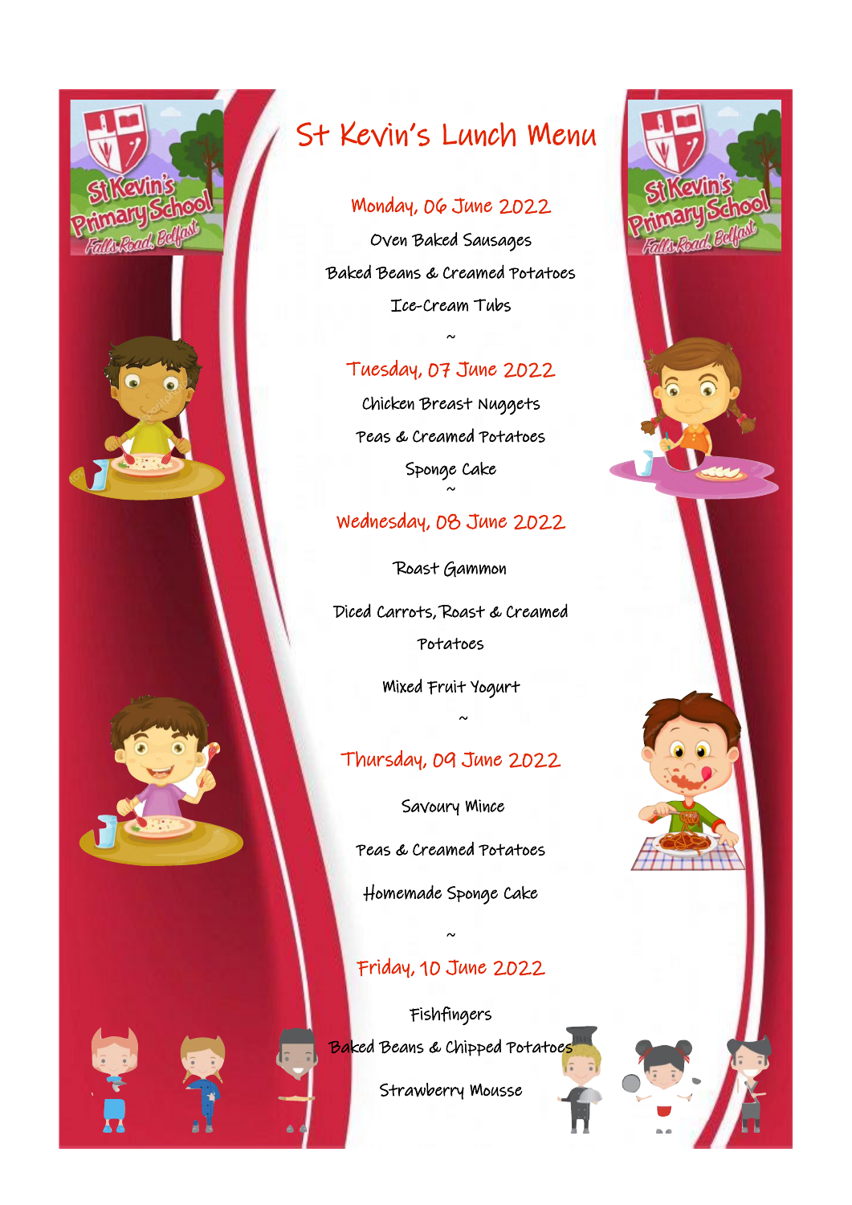# St Kevin's Lunch Menu

## Monday, 06 June 2022

Oven Baked Sausages

Baked Beans & Creamed Potatoes

Ice-Cream Tubs

~

## Tuesday, 07 June 2022

Chicken Breast Nuggets

Peas & Creamed Potatoes

Sponge Cake

~

## Wednesday, 08 June 2022

Roast Gammon

Diced Carrots, Roast & Creamed Potatoes

Mixed Fruit Yogurt

~

## Thursday, 09 June 2022

Savoury Mince

Peas & Creamed Potatoes

Homemade Sponge Cake

~

## Friday, 10 June 2022

Fishfingers

Baked Beans & Chipped Potatoes

Strawberry Mousse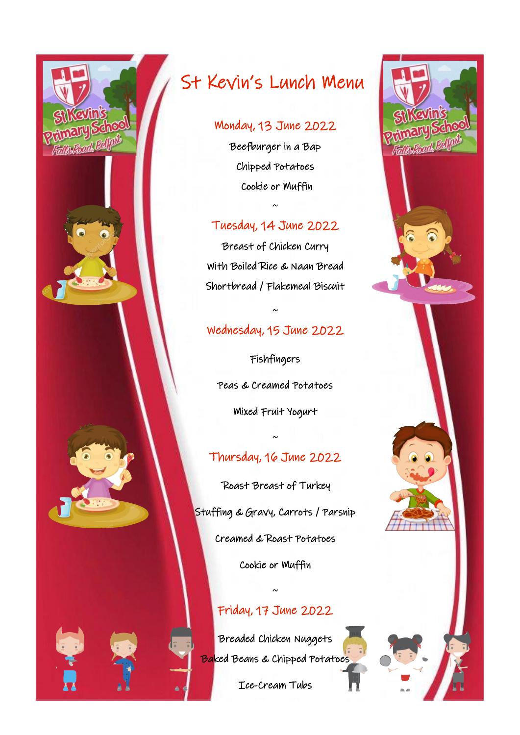# St Kevin's Lunch Menu

## Monday, 13 June 2022

Beefburger in a Bap

Chipped Potatoes

Cookie or Muffin

~

## Tuesday, 14 June 2022

Breast of Chicken Curry

With Boiled Rice & Naan Bread

Shortbread / Flakemeal Biscuit

~

## Wednesday, 15 June 2022

Fishfingers

Peas & Creamed Potatoes

Mixed Fruit Yogurt

~

## Thursday, 16 June 2022

Roast Breast of Turkey

Stuffing & Gravy, Carrots / Parsnip

Creamed & Roast Potatoes

Cookie or Muffin

~

## Friday, 17 June 2022

Breaded Chicken Nuggets

Baked Beans & Chipped Potatoes

Ice-Cream Tubs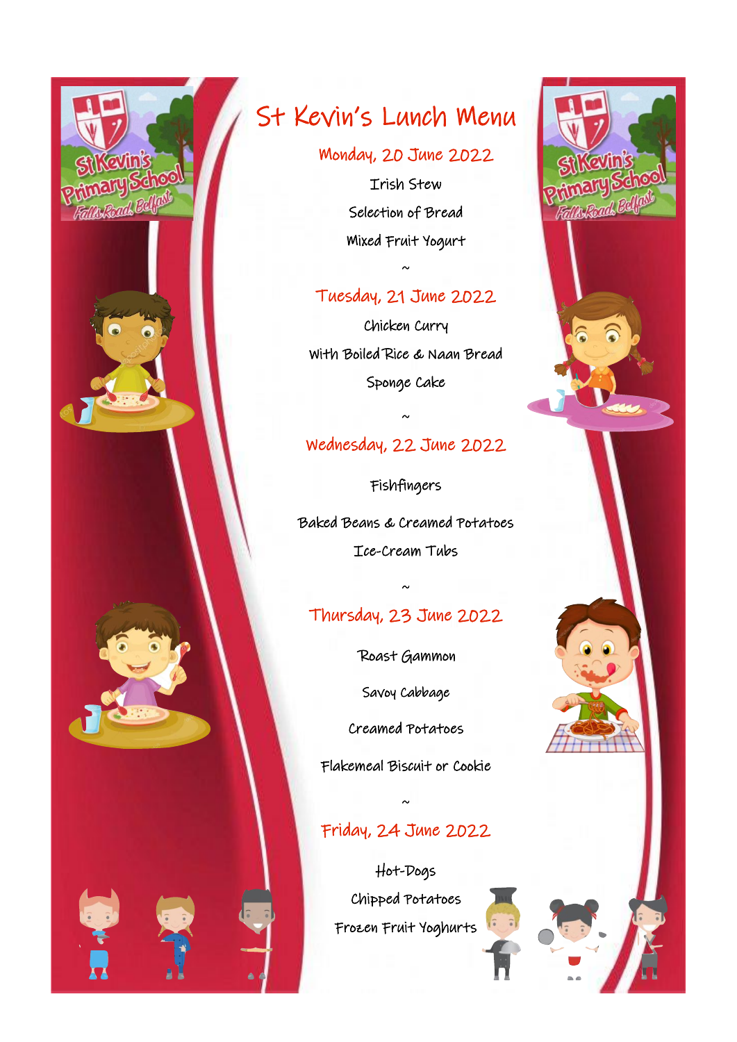# St Kevin's Lunch Menu

## Monday, 20 June 2022

Irish Stew

Selection of Bread

Mixed Fruit Yogurt

~

## Tuesday, 21 June 2022

Chicken Curry

With Boiled Rice & Naan Bread

Sponge Cake

~

## Wednesday, 22 June 2022

Fishfingers

Baked Beans & Creamed Potatoes

Ice-Cream Tubs

~

## Thursday, 23 June 2022

Roast Gammon

Savoy Cabbage

Creamed Potatoes

Flakemeal Biscuit or Cookie

~

## Friday, 24 June 2022

Hot-Dogs

Chipped Potatoes

Frozen Fruit Yoghurts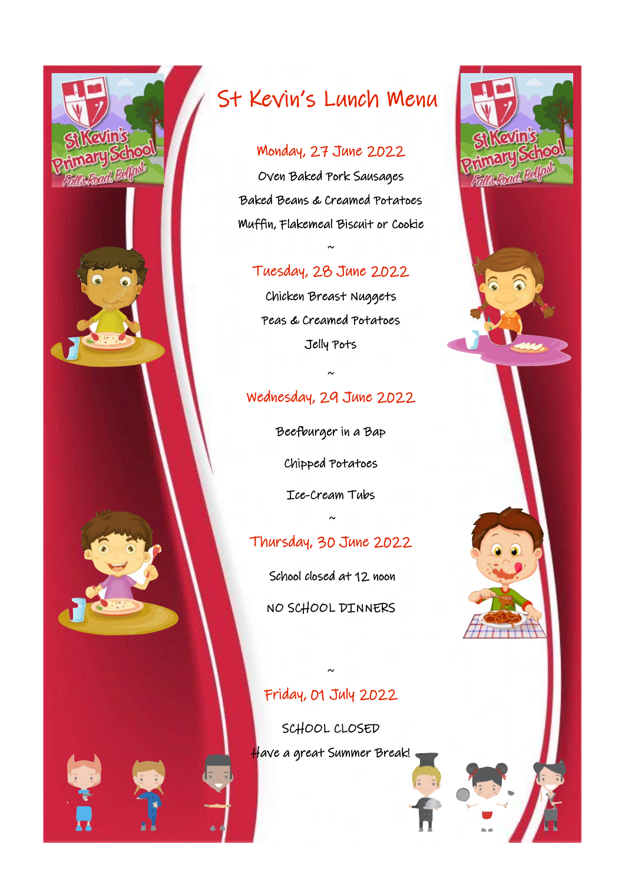# St Kevin's Lunch Menu

## Monday, 27 June 2022

Oven Baked Pork Sausages

Baked Beans & Creamed Potatoes

Muffin, Flakemeal Biscuit or Cookie

~

## Tuesday, 28 June 2022

Chicken Breast Nuggets

Peas & Creamed Potatoes

Jelly Pots

~

## Wednesday, 29 June 2022

Beefburger in a Bap

Chipped Potatoes

Ice-Cream Tubs

~

## Thursday, 30 June 2022

School closed at 12 noon

NO SCHOOL DINNERS

~

## Friday, 01 July 2022

SCHOOL CLOSED

Have a great Summer Break!